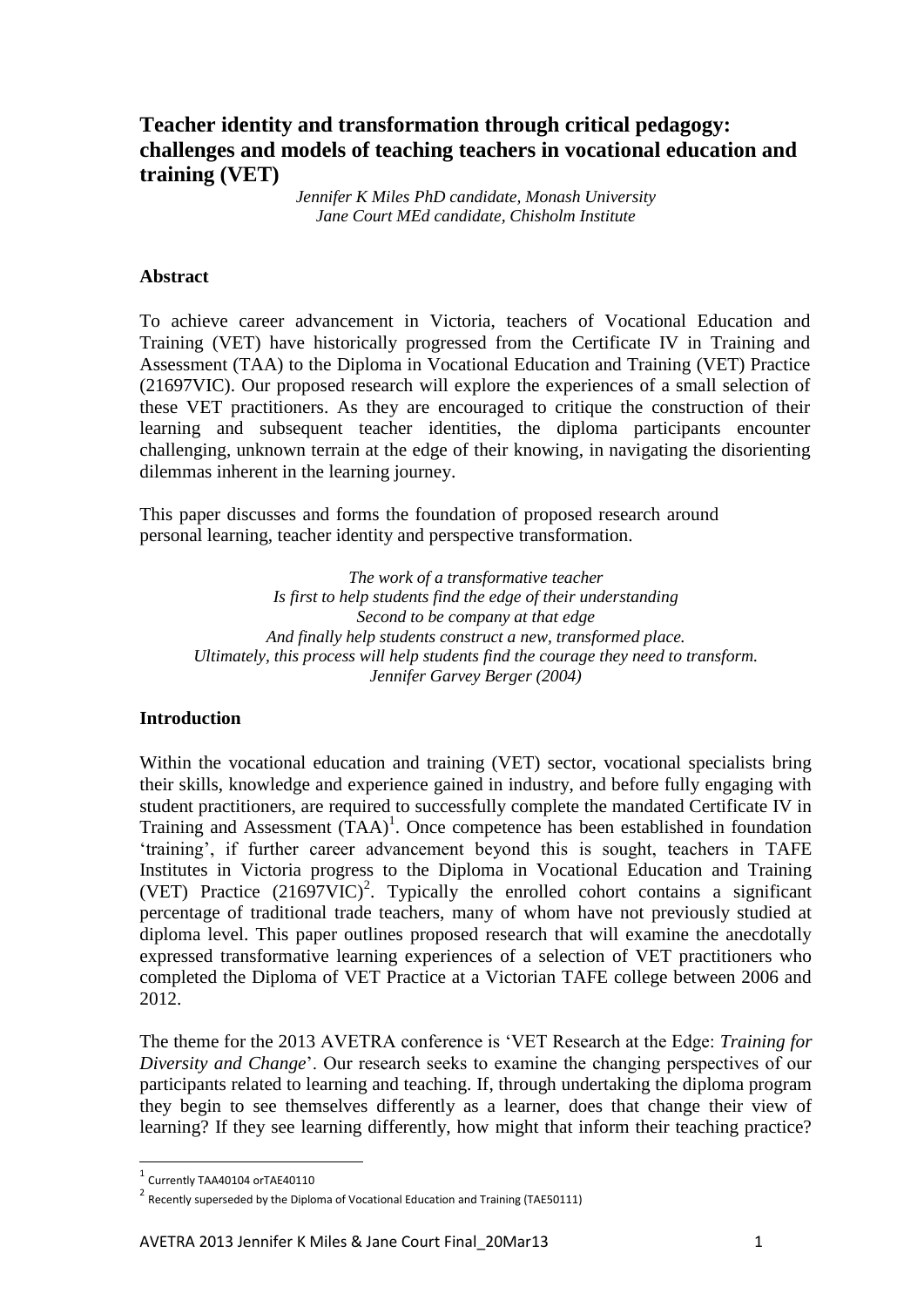# Teacher identity and transformation through critical pedagogy: challenges and models of teaching teachers in vocational education and training (VET)

*Jennifer K Miles PhD candidate, Monash University*
*Jane Court MEd candidate, Chisholm Institute*

## Abstract

To achieve career advancement in Victoria, teachers of Vocational Education and Training (VET) have historically progressed from the Certificate IV in Training and Assessment (TAA) to the Diploma in Vocational Education and Training (VET) Practice (21697VIC). Our proposed research will explore the experiences of a small selection of these VET practitioners. As they are encouraged to critique the construction of their learning and subsequent teacher identities, the diploma participants encounter challenging, unknown terrain at the edge of their knowing, in navigating the disorienting dilemmas inherent in the learning journey.

This paper discusses and forms the foundation of proposed research around personal learning, teacher identity and perspective transformation.

*The work of a transformative teacher*
*Is first to help students find the edge of their understanding*
*Second to be company at that edge*
*And finally help students construct a new, transformed place.*
*Ultimately, this process will help students find the courage they need to transform.*
*Jennifer Garvey Berger (2004)*

## Introduction

Within the vocational education and training (VET) sector, vocational specialists bring their skills, knowledge and experience gained in industry, and before fully engaging with student practitioners, are required to successfully complete the mandated Certificate IV in Training and Assessment (TAA)[1]. Once competence has been established in foundation 'training', if further career advancement beyond this is sought, teachers in TAFE Institutes in Victoria progress to the Diploma in Vocational Education and Training (VET) Practice (21697VIC)[2]. Typically the enrolled cohort contains a significant percentage of traditional trade teachers, many of whom have not previously studied at diploma level. This paper outlines proposed research that will examine the anecdotally expressed transformative learning experiences of a selection of VET practitioners who completed the Diploma of VET Practice at a Victorian TAFE college between 2006 and 2012.

The theme for the 2013 AVETRA conference is 'VET Research at the Edge: *Training for Diversity and Change*'. Our research seeks to examine the changing perspectives of our participants related to learning and teaching. If, through undertaking the diploma program they begin to see themselves differently as a learner, does that change their view of learning? If they see learning differently, how might that inform their teaching practice?

[1] Currently TAA40104 orTAE40110

[2] Recently superseded by the Diploma of Vocational Education and Training (TAE50111)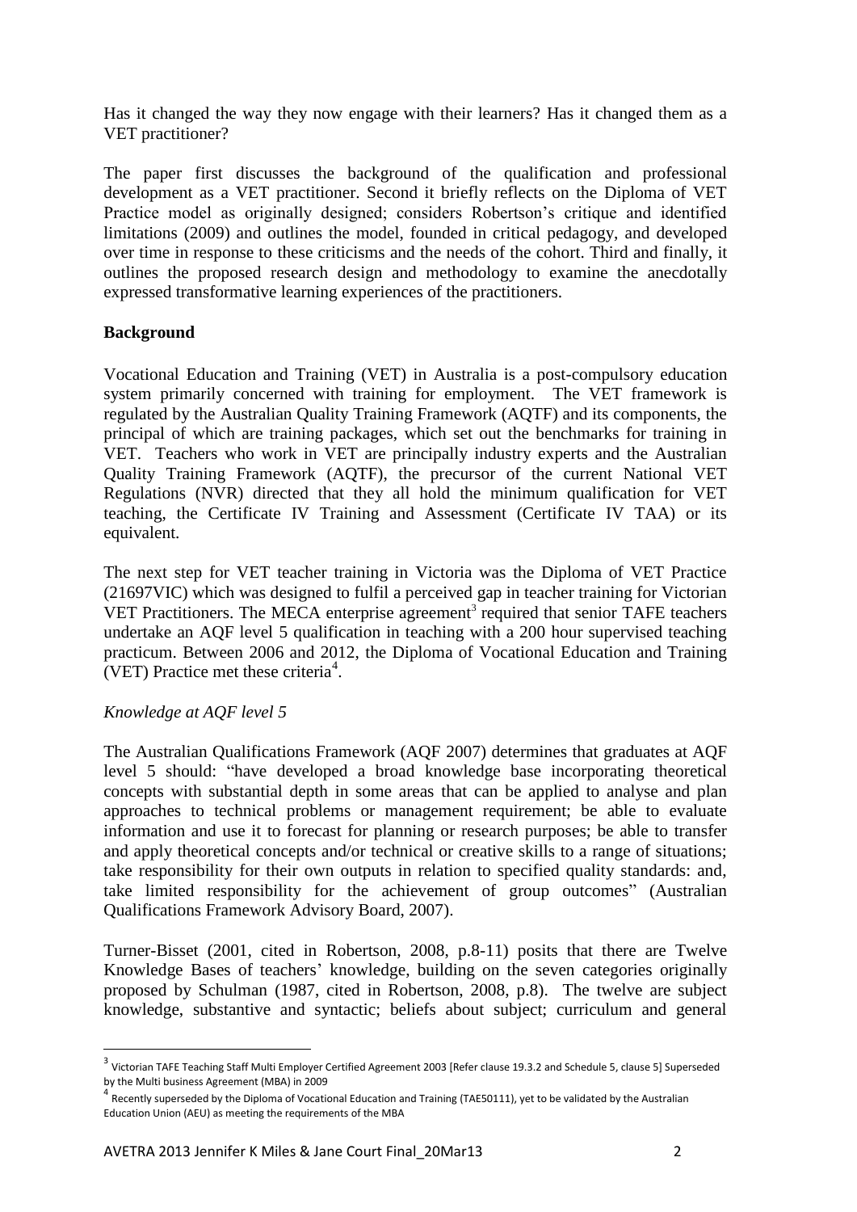Has it changed the way they now engage with their learners? Has it changed them as a VET practitioner?

The paper first discusses the background of the qualification and professional development as a VET practitioner. Second it briefly reflects on the Diploma of VET Practice model as originally designed; considers Robertson's critique and identified limitations (2009) and outlines the model, founded in critical pedagogy, and developed over time in response to these criticisms and the needs of the cohort. Third and finally, it outlines the proposed research design and methodology to examine the anecdotally expressed transformative learning experiences of the practitioners.

**Background**

Vocational Education and Training (VET) in Australia is a post-compulsory education system primarily concerned with training for employment. The VET framework is regulated by the Australian Quality Training Framework (AQTF) and its components, the principal of which are training packages, which set out the benchmarks for training in VET. Teachers who work in VET are principally industry experts and the Australian Quality Training Framework (AQTF), the precursor of the current National VET Regulations (NVR) directed that they all hold the minimum qualification for VET teaching, the Certificate IV Training and Assessment (Certificate IV TAA) or its equivalent.

The next step for VET teacher training in Victoria was the Diploma of VET Practice (21697VIC) which was designed to fulfil a perceived gap in teacher training for Victorian VET Practitioners. The MECA enterprise agreement[3] required that senior TAFE teachers undertake an AQF level 5 qualification in teaching with a 200 hour supervised teaching practicum. Between 2006 and 2012, the Diploma of Vocational Education and Training (VET) Practice met these criteria[4].

*Knowledge at AQF level 5*

The Australian Qualifications Framework (AQF 2007) determines that graduates at AQF level 5 should: "have developed a broad knowledge base incorporating theoretical concepts with substantial depth in some areas that can be applied to analyse and plan approaches to technical problems or management requirement; be able to evaluate information and use it to forecast for planning or research purposes; be able to transfer and apply theoretical concepts and/or technical or creative skills to a range of situations; take responsibility for their own outputs in relation to specified quality standards: and, take limited responsibility for the achievement of group outcomes" (Australian Qualifications Framework Advisory Board, 2007).

Turner-Bisset (2001, cited in Robertson, 2008, p.8-11) posits that there are Twelve Knowledge Bases of teachers' knowledge, building on the seven categories originally proposed by Schulman (1987, cited in Robertson, 2008, p.8). The twelve are subject knowledge, substantive and syntactic; beliefs about subject; curriculum and general

---

[3] Victorian TAFE Teaching Staff Multi Employer Certified Agreement 2003 [Refer clause 19.3.2 and Schedule 5, clause 5] Superseded by the Multi business Agreement (MBA) in 2009

[4] Recently superseded by the Diploma of Vocational Education and Training (TAE50111), yet to be validated by the Australian Education Union (AEU) as meeting the requirements of the MBA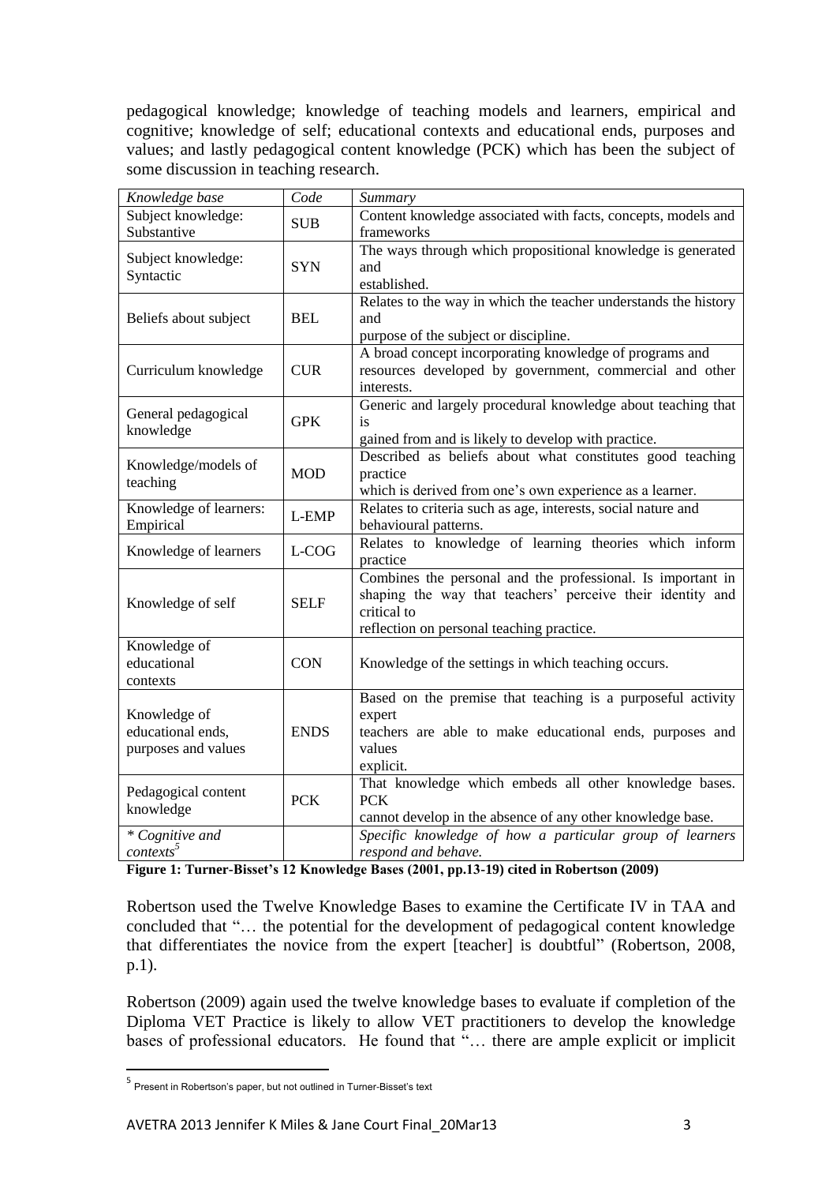pedagogical knowledge; knowledge of teaching models and learners, empirical and cognitive; knowledge of self; educational contexts and educational ends, purposes and values; and lastly pedagogical content knowledge (PCK) which has been the subject of some discussion in teaching research.

| *Knowledge base* | *Code* | *Summary* |
|---|---|---|
| Subject knowledge: Substantive | SUB | Content knowledge associated with facts, concepts, models and frameworks |
| Subject knowledge: Syntactic | SYN | The ways through which propositional knowledge is generated and established. |
| Beliefs about subject | BEL | Relates to the way in which the teacher understands the history and purpose of the subject or discipline. |
| Curriculum knowledge | CUR | A broad concept incorporating knowledge of programs and resources developed by government, commercial and other interests. |
| General pedagogical knowledge | GPK | Generic and largely procedural knowledge about teaching that is gained from and is likely to develop with practice. |
| Knowledge/models of teaching | MOD | Described as beliefs about what constitutes good teaching practice which is derived from one's own experience as a learner. |
| Knowledge of learners: Empirical | L-EMP | Relates to criteria such as age, interests, social nature and behavioural patterns. |
| Knowledge of learners | L-COG | Relates to knowledge of learning theories which inform practice |
| Knowledge of self | SELF | Combines the personal and the professional. Is important in shaping the way that teachers' perceive their identity and critical to reflection on personal teaching practice. |
| Knowledge of educational contexts | CON | Knowledge of the settings in which teaching occurs. |
| Knowledge of educational ends, purposes and values | ENDS | Based on the premise that teaching is a purposeful activity expert teachers are able to make educational ends, purposes and values explicit. |
| Pedagogical content knowledge | PCK | That knowledge which embeds all other knowledge bases. PCK cannot develop in the absence of any other knowledge base. |
| *\* Cognitive and contexts*[5] | | *Specific knowledge of how a particular group of learners respond and behave.* |

**Figure 1: Turner-Bisset's 12 Knowledge Bases (2001, pp.13-19) cited in Robertson (2009)**

Robertson used the Twelve Knowledge Bases to examine the Certificate IV in TAA and concluded that "… the potential for the development of pedagogical content knowledge that differentiates the novice from the expert [teacher] is doubtful" (Robertson, 2008, p.1).

Robertson (2009) again used the twelve knowledge bases to evaluate if completion of the Diploma VET Practice is likely to allow VET practitioners to develop the knowledge bases of professional educators. He found that "… there are ample explicit or implicit

[5] Present in Robertson's paper, but not outlined in Turner-Bisset's text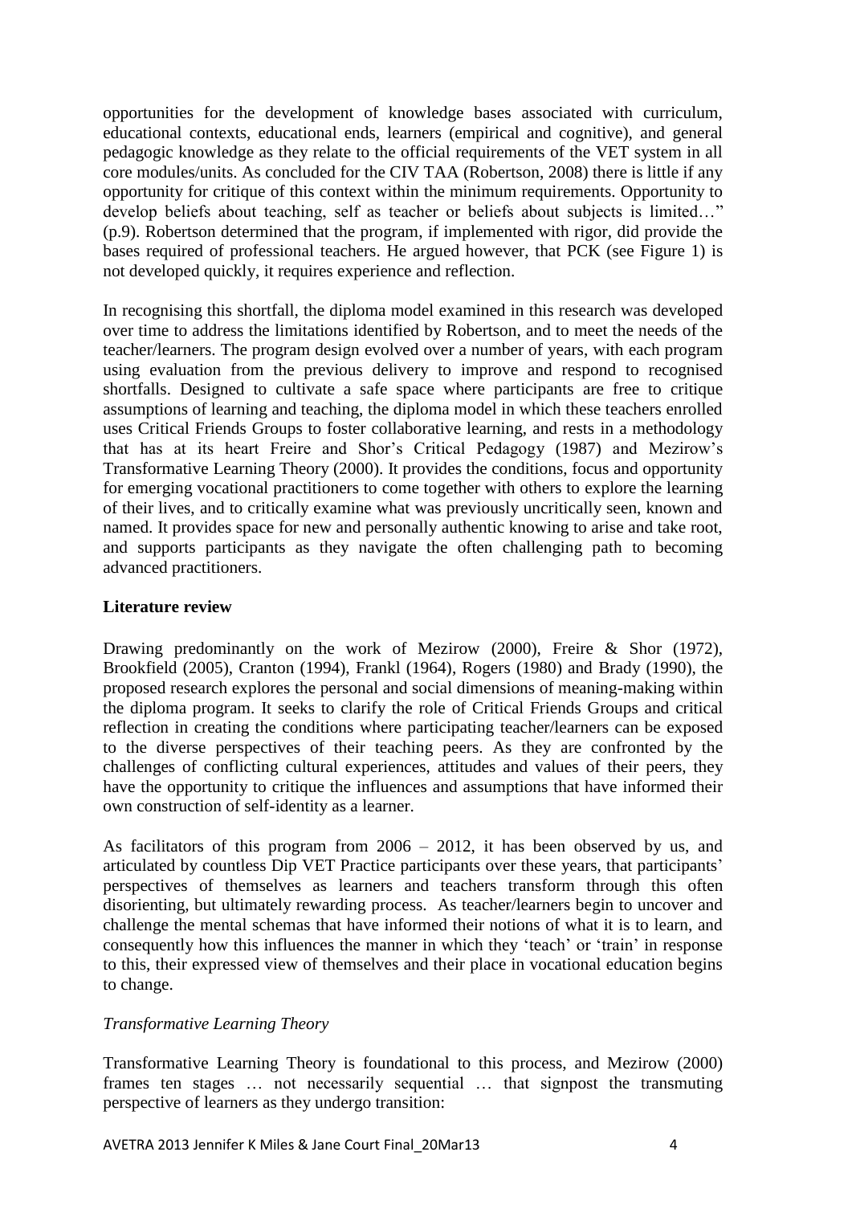opportunities for the development of knowledge bases associated with curriculum, educational contexts, educational ends, learners (empirical and cognitive), and general pedagogic knowledge as they relate to the official requirements of the VET system in all core modules/units. As concluded for the CIV TAA (Robertson, 2008) there is little if any opportunity for critique of this context within the minimum requirements. Opportunity to develop beliefs about teaching, self as teacher or beliefs about subjects is limited…" (p.9). Robertson determined that the program, if implemented with rigor, did provide the bases required of professional teachers. He argued however, that PCK (see Figure 1) is not developed quickly, it requires experience and reflection.

In recognising this shortfall, the diploma model examined in this research was developed over time to address the limitations identified by Robertson, and to meet the needs of the teacher/learners. The program design evolved over a number of years, with each program using evaluation from the previous delivery to improve and respond to recognised shortfalls. Designed to cultivate a safe space where participants are free to critique assumptions of learning and teaching, the diploma model in which these teachers enrolled uses Critical Friends Groups to foster collaborative learning, and rests in a methodology that has at its heart Freire and Shor's Critical Pedagogy (1987) and Mezirow's Transformative Learning Theory (2000). It provides the conditions, focus and opportunity for emerging vocational practitioners to come together with others to explore the learning of their lives, and to critically examine what was previously uncritically seen, known and named. It provides space for new and personally authentic knowing to arise and take root, and supports participants as they navigate the often challenging path to becoming advanced practitioners.

## Literature review

Drawing predominantly on the work of Mezirow (2000), Freire & Shor (1972), Brookfield (2005), Cranton (1994), Frankl (1964), Rogers (1980) and Brady (1990), the proposed research explores the personal and social dimensions of meaning-making within the diploma program. It seeks to clarify the role of Critical Friends Groups and critical reflection in creating the conditions where participating teacher/learners can be exposed to the diverse perspectives of their teaching peers. As they are confronted by the challenges of conflicting cultural experiences, attitudes and values of their peers, they have the opportunity to critique the influences and assumptions that have informed their own construction of self-identity as a learner.

As facilitators of this program from 2006 – 2012, it has been observed by us, and articulated by countless Dip VET Practice participants over these years, that participants' perspectives of themselves as learners and teachers transform through this often disorienting, but ultimately rewarding process. As teacher/learners begin to uncover and challenge the mental schemas that have informed their notions of what it is to learn, and consequently how this influences the manner in which they 'teach' or 'train' in response to this, their expressed view of themselves and their place in vocational education begins to change.

### *Transformative Learning Theory*

Transformative Learning Theory is foundational to this process, and Mezirow (2000) frames ten stages … not necessarily sequential … that signpost the transmuting perspective of learners as they undergo transition: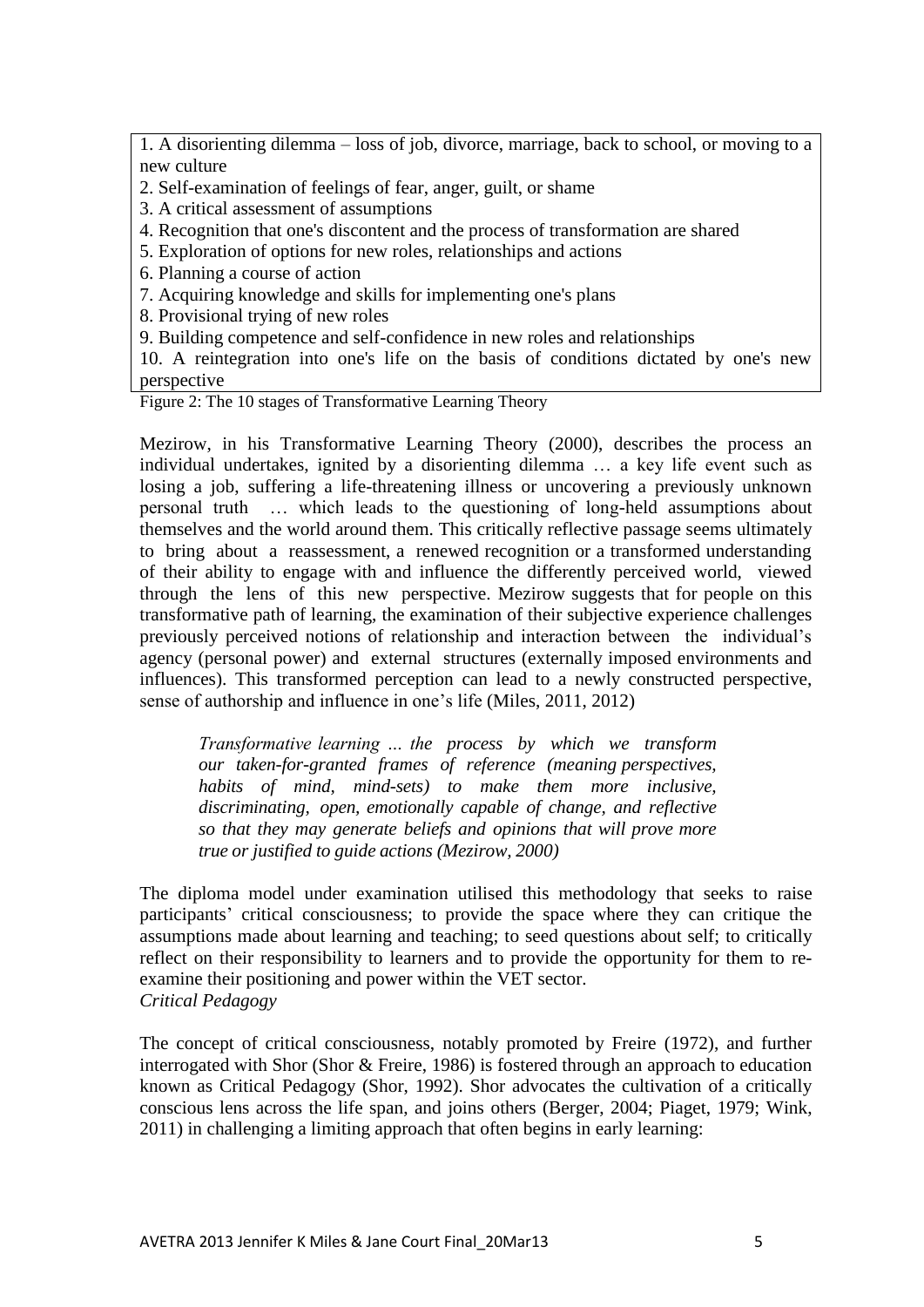1. A disorienting dilemma – loss of job, divorce, marriage, back to school, or moving to a new culture
2. Self-examination of feelings of fear, anger, guilt, or shame
3. A critical assessment of assumptions
4. Recognition that one's discontent and the process of transformation are shared
5. Exploration of options for new roles, relationships and actions
6. Planning a course of action
7. Acquiring knowledge and skills for implementing one's plans
8. Provisional trying of new roles
9. Building competence and self-confidence in new roles and relationships
10. A reintegration into one's life on the basis of conditions dictated by one's new perspective

Figure 2: The 10 stages of Transformative Learning Theory

Mezirow, in his Transformative Learning Theory (2000), describes the process an individual undertakes, ignited by a disorienting dilemma … a key life event such as losing a job, suffering a life-threatening illness or uncovering a previously unknown personal truth … which leads to the questioning of long-held assumptions about themselves and the world around them. This critically reflective passage seems ultimately to bring about a reassessment, a renewed recognition or a transformed understanding of their ability to engage with and influence the differently perceived world, viewed through the lens of this new perspective. Mezirow suggests that for people on this transformative path of learning, the examination of their subjective experience challenges previously perceived notions of relationship and interaction between the individual's agency (personal power) and external structures (externally imposed environments and influences). This transformed perception can lead to a newly constructed perspective, sense of authorship and influence in one's life (Miles, 2011, 2012)

> *Transformative learning ... the process by which we transform our taken-for-granted frames of reference (meaning perspectives, habits of mind, mind-sets) to make them more inclusive, discriminating, open, emotionally capable of change, and reflective so that they may generate beliefs and opinions that will prove more true or justified to guide actions (Mezirow, 2000)*

The diploma model under examination utilised this methodology that seeks to raise participants' critical consciousness; to provide the space where they can critique the assumptions made about learning and teaching; to seed questions about self; to critically reflect on their responsibility to learners and to provide the opportunity for them to re-examine their positioning and power within the VET sector.

*Critical Pedagogy*

The concept of critical consciousness, notably promoted by Freire (1972), and further interrogated with Shor (Shor & Freire, 1986) is fostered through an approach to education known as Critical Pedagogy (Shor, 1992). Shor advocates the cultivation of a critically conscious lens across the life span, and joins others (Berger, 2004; Piaget, 1979; Wink, 2011) in challenging a limiting approach that often begins in early learning: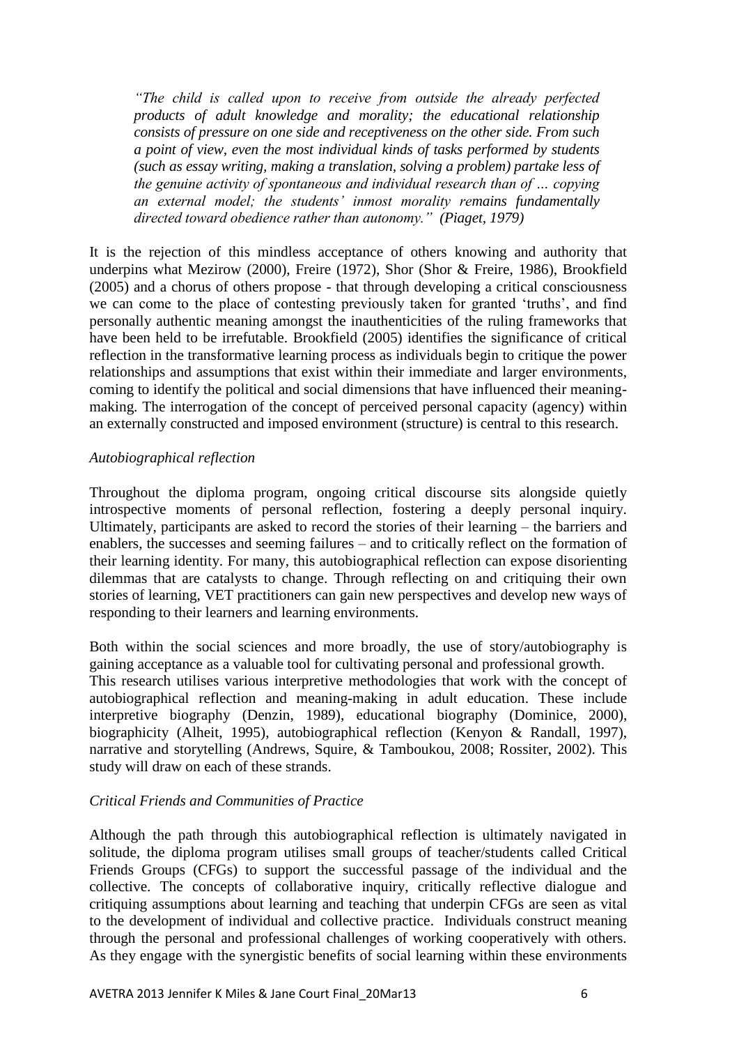> *"The child is called upon to receive from outside the already perfected products of adult knowledge and morality; the educational relationship consists of pressure on one side and receptiveness on the other side. From such a point of view, even the most individual kinds of tasks performed by students (such as essay writing, making a translation, solving a problem) partake less of the genuine activity of spontaneous and individual research than of … copying an external model; the students' inmost morality remains fundamentally directed toward obedience rather than autonomy." (Piaget, 1979)*

It is the rejection of this mindless acceptance of others knowing and authority that underpins what Mezirow (2000), Freire (1972), Shor (Shor & Freire, 1986), Brookfield (2005) and a chorus of others propose - that through developing a critical consciousness we can come to the place of contesting previously taken for granted 'truths', and find personally authentic meaning amongst the inauthenticities of the ruling frameworks that have been held to be irrefutable. Brookfield (2005) identifies the significance of critical reflection in the transformative learning process as individuals begin to critique the power relationships and assumptions that exist within their immediate and larger environments, coming to identify the political and social dimensions that have influenced their meaning-making. The interrogation of the concept of perceived personal capacity (agency) within an externally constructed and imposed environment (structure) is central to this research.

*Autobiographical reflection*

Throughout the diploma program, ongoing critical discourse sits alongside quietly introspective moments of personal reflection, fostering a deeply personal inquiry. Ultimately, participants are asked to record the stories of their learning – the barriers and enablers, the successes and seeming failures – and to critically reflect on the formation of their learning identity. For many, this autobiographical reflection can expose disorienting dilemmas that are catalysts to change. Through reflecting on and critiquing their own stories of learning, VET practitioners can gain new perspectives and develop new ways of responding to their learners and learning environments.

Both within the social sciences and more broadly, the use of story/autobiography is gaining acceptance as a valuable tool for cultivating personal and professional growth. This research utilises various interpretive methodologies that work with the concept of autobiographical reflection and meaning-making in adult education. These include interpretive biography (Denzin, 1989), educational biography (Dominice, 2000), biographicity (Alheit, 1995), autobiographical reflection (Kenyon & Randall, 1997), narrative and storytelling (Andrews, Squire, & Tamboukou, 2008; Rossiter, 2002). This study will draw on each of these strands.

*Critical Friends and Communities of Practice*

Although the path through this autobiographical reflection is ultimately navigated in solitude, the diploma program utilises small groups of teacher/students called Critical Friends Groups (CFGs) to support the successful passage of the individual and the collective. The concepts of collaborative inquiry, critically reflective dialogue and critiquing assumptions about learning and teaching that underpin CFGs are seen as vital to the development of individual and collective practice. Individuals construct meaning through the personal and professional challenges of working cooperatively with others. As they engage with the synergistic benefits of social learning within these environments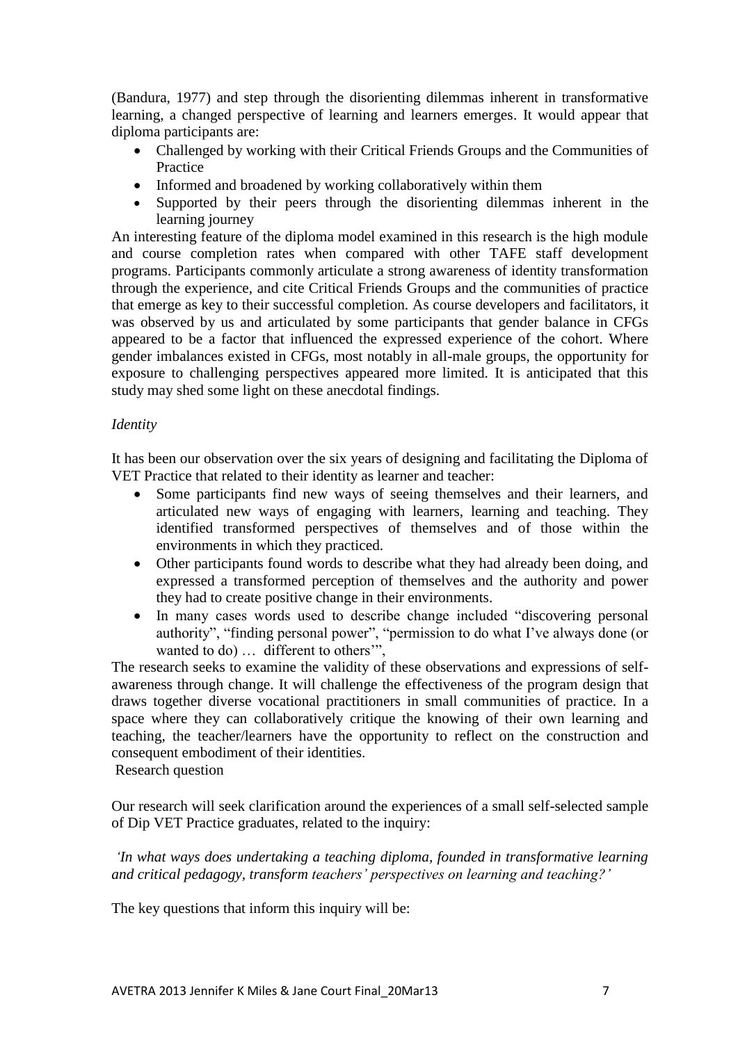(Bandura, 1977) and step through the disorienting dilemmas inherent in transformative learning, a changed perspective of learning and learners emerges. It would appear that diploma participants are:

- Challenged by working with their Critical Friends Groups and the Communities of Practice
- Informed and broadened by working collaboratively within them
- Supported by their peers through the disorienting dilemmas inherent in the learning journey

An interesting feature of the diploma model examined in this research is the high module and course completion rates when compared with other TAFE staff development programs. Participants commonly articulate a strong awareness of identity transformation through the experience, and cite Critical Friends Groups and the communities of practice that emerge as key to their successful completion. As course developers and facilitators, it was observed by us and articulated by some participants that gender balance in CFGs appeared to be a factor that influenced the expressed experience of the cohort. Where gender imbalances existed in CFGs, most notably in all-male groups, the opportunity for exposure to challenging perspectives appeared more limited. It is anticipated that this study may shed some light on these anecdotal findings.

*Identity*

It has been our observation over the six years of designing and facilitating the Diploma of VET Practice that related to their identity as learner and teacher:

- Some participants find new ways of seeing themselves and their learners, and articulated new ways of engaging with learners, learning and teaching. They identified transformed perspectives of themselves and of those within the environments in which they practiced.
- Other participants found words to describe what they had already been doing, and expressed a transformed perception of themselves and the authority and power they had to create positive change in their environments.
- In many cases words used to describe change included "discovering personal authority", "finding personal power", "permission to do what I've always done (or wanted to do) … different to others'",

The research seeks to examine the validity of these observations and expressions of self-awareness through change. It will challenge the effectiveness of the program design that draws together diverse vocational practitioners in small communities of practice. In a space where they can collaboratively critique the knowing of their own learning and teaching, the teacher/learners have the opportunity to reflect on the construction and consequent embodiment of their identities.

Research question

Our research will seek clarification around the experiences of a small self-selected sample of Dip VET Practice graduates, related to the inquiry:

*'In what ways does undertaking a teaching diploma, founded in transformative learning and critical pedagogy, transform teachers' perspectives on learning and teaching?'*

The key questions that inform this inquiry will be: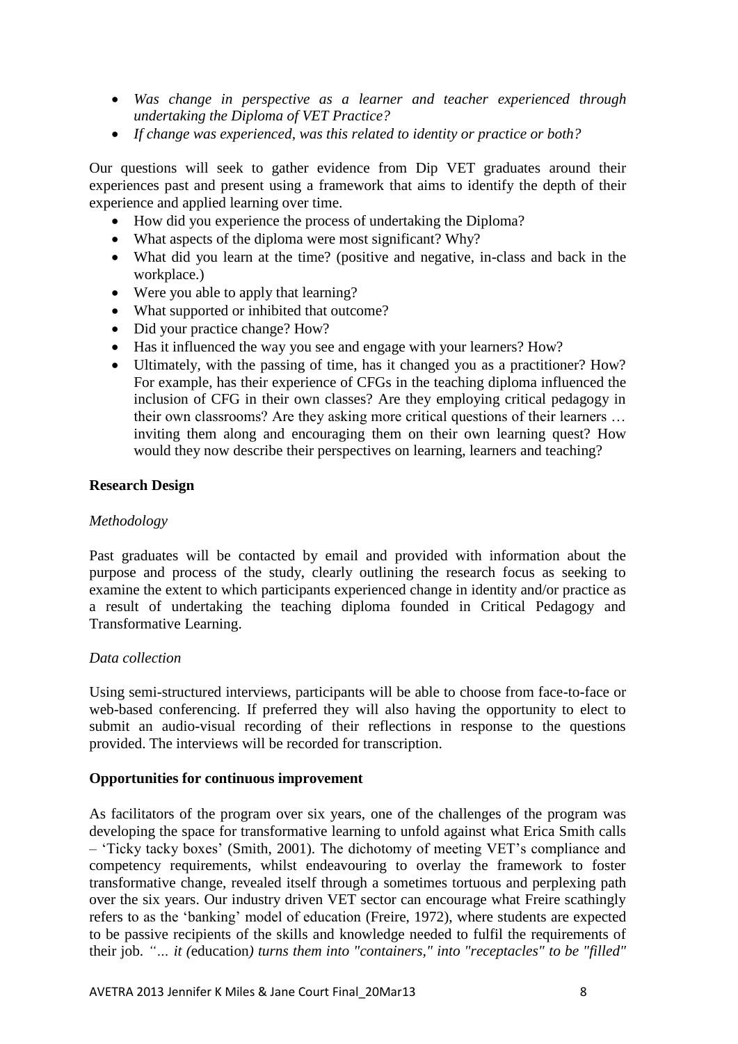- *Was change in perspective as a learner and teacher experienced through undertaking the Diploma of VET Practice?*
- *If change was experienced, was this related to identity or practice or both?*

Our questions will seek to gather evidence from Dip VET graduates around their experiences past and present using a framework that aims to identify the depth of their experience and applied learning over time.

- How did you experience the process of undertaking the Diploma?
- What aspects of the diploma were most significant? Why?
- What did you learn at the time? (positive and negative, in-class and back in the workplace.)
- Were you able to apply that learning?
- What supported or inhibited that outcome?
- Did your practice change? How?
- Has it influenced the way you see and engage with your learners? How?
- Ultimately, with the passing of time, has it changed you as a practitioner? How? For example, has their experience of CFGs in the teaching diploma influenced the inclusion of CFG in their own classes? Are they employing critical pedagogy in their own classrooms? Are they asking more critical questions of their learners … inviting them along and encouraging them on their own learning quest? How would they now describe their perspectives on learning, learners and teaching?

**Research Design**

*Methodology*

Past graduates will be contacted by email and provided with information about the purpose and process of the study, clearly outlining the research focus as seeking to examine the extent to which participants experienced change in identity and/or practice as a result of undertaking the teaching diploma founded in Critical Pedagogy and Transformative Learning.

*Data collection*

Using semi-structured interviews, participants will be able to choose from face-to-face or web-based conferencing. If preferred they will also having the opportunity to elect to submit an audio-visual recording of their reflections in response to the questions provided. The interviews will be recorded for transcription.

**Opportunities for continuous improvement**

As facilitators of the program over six years, one of the challenges of the program was developing the space for transformative learning to unfold against what Erica Smith calls – 'Ticky tacky boxes' (Smith, 2001). The dichotomy of meeting VET's compliance and competency requirements, whilst endeavouring to overlay the framework to foster transformative change, revealed itself through a sometimes tortuous and perplexing path over the six years. Our industry driven VET sector can encourage what Freire scathingly refers to as the 'banking' model of education (Freire, 1972), where students are expected to be passive recipients of the skills and knowledge needed to fulfil the requirements of their job. *"… it (*education*) turns them into "containers," into "receptacles" to be "filled"*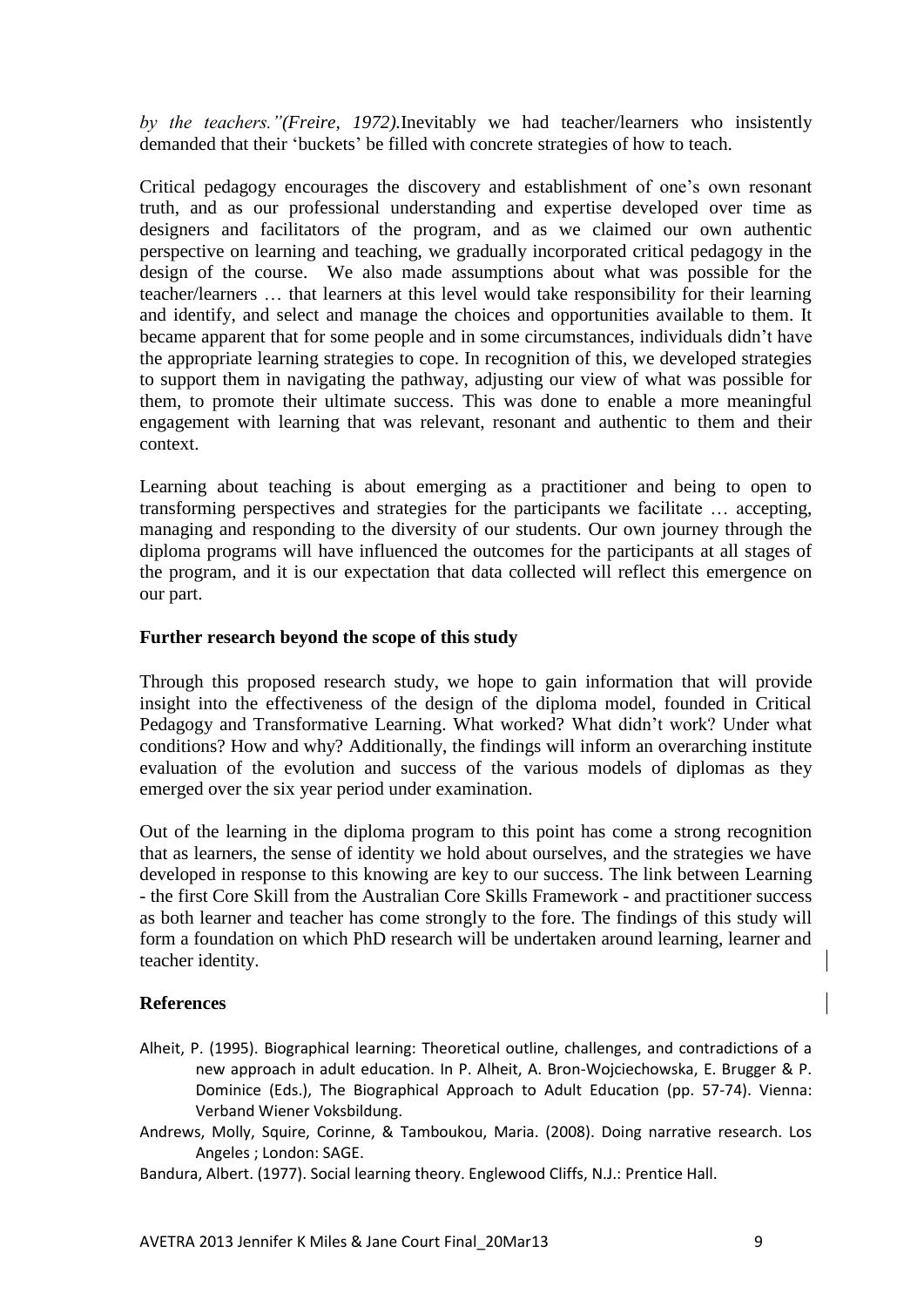*by the teachers."(Freire, 1972).*Inevitably we had teacher/learners who insistently demanded that their 'buckets' be filled with concrete strategies of how to teach.

Critical pedagogy encourages the discovery and establishment of one's own resonant truth, and as our professional understanding and expertise developed over time as designers and facilitators of the program, and as we claimed our own authentic perspective on learning and teaching, we gradually incorporated critical pedagogy in the design of the course. We also made assumptions about what was possible for the teacher/learners … that learners at this level would take responsibility for their learning and identify, and select and manage the choices and opportunities available to them. It became apparent that for some people and in some circumstances, individuals didn't have the appropriate learning strategies to cope. In recognition of this, we developed strategies to support them in navigating the pathway, adjusting our view of what was possible for them, to promote their ultimate success. This was done to enable a more meaningful engagement with learning that was relevant, resonant and authentic to them and their context.

Learning about teaching is about emerging as a practitioner and being to open to transforming perspectives and strategies for the participants we facilitate … accepting, managing and responding to the diversity of our students. Our own journey through the diploma programs will have influenced the outcomes for the participants at all stages of the program, and it is our expectation that data collected will reflect this emergence on our part.

**Further research beyond the scope of this study**

Through this proposed research study, we hope to gain information that will provide insight into the effectiveness of the design of the diploma model, founded in Critical Pedagogy and Transformative Learning. What worked? What didn't work? Under what conditions? How and why? Additionally, the findings will inform an overarching institute evaluation of the evolution and success of the various models of diplomas as they emerged over the six year period under examination.

Out of the learning in the diploma program to this point has come a strong recognition that as learners, the sense of identity we hold about ourselves, and the strategies we have developed in response to this knowing are key to our success. The link between Learning - the first Core Skill from the Australian Core Skills Framework - and practitioner success as both learner and teacher has come strongly to the fore. The findings of this study will form a foundation on which PhD research will be undertaken around learning, learner and teacher identity.

**References**

Alheit, P. (1995). Biographical learning: Theoretical outline, challenges, and contradictions of a new approach in adult education. In P. Alheit, A. Bron-Wojciechowska, E. Brugger & P. Dominice (Eds.), The Biographical Approach to Adult Education (pp. 57-74). Vienna: Verband Wiener Voksbildung.

Andrews, Molly, Squire, Corinne, & Tamboukou, Maria. (2008). Doing narrative research. Los Angeles ; London: SAGE.

Bandura, Albert. (1977). Social learning theory. Englewood Cliffs, N.J.: Prentice Hall.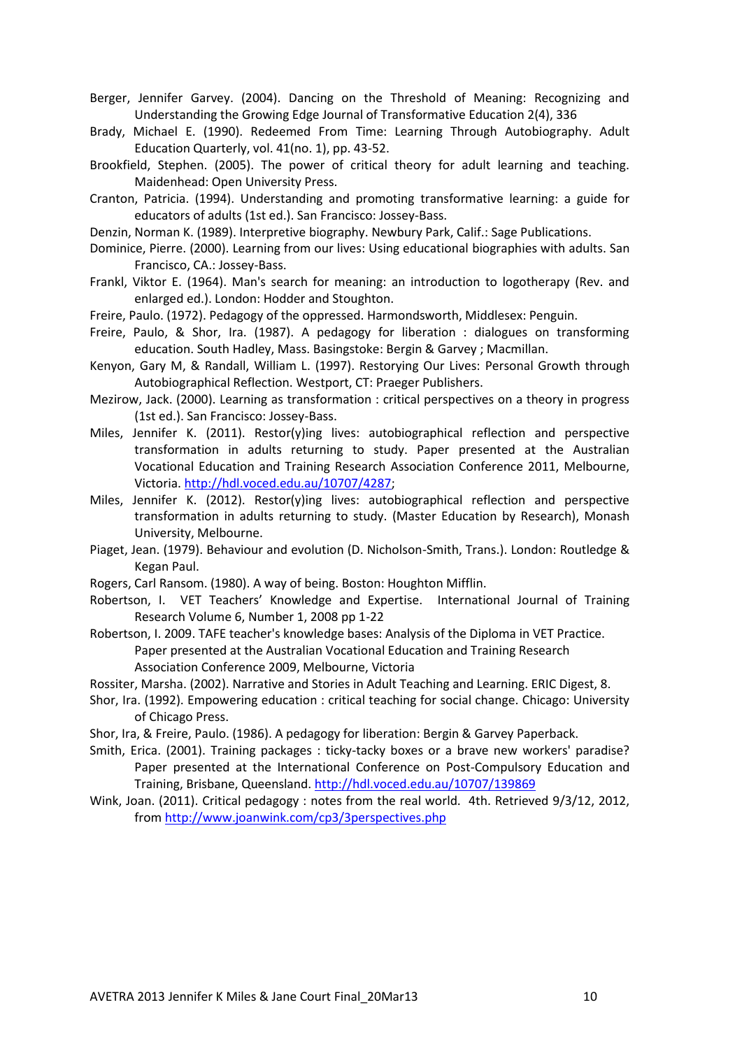Berger, Jennifer Garvey. (2004). Dancing on the Threshold of Meaning: Recognizing and Understanding the Growing Edge Journal of Transformative Education 2(4), 336

Brady, Michael E. (1990). Redeemed From Time: Learning Through Autobiography. Adult Education Quarterly, vol. 41(no. 1), pp. 43-52.

Brookfield, Stephen. (2005). The power of critical theory for adult learning and teaching. Maidenhead: Open University Press.

Cranton, Patricia. (1994). Understanding and promoting transformative learning: a guide for educators of adults (1st ed.). San Francisco: Jossey-Bass.

Denzin, Norman K. (1989). Interpretive biography. Newbury Park, Calif.: Sage Publications.

Dominice, Pierre. (2000). Learning from our lives: Using educational biographies with adults. San Francisco, CA.: Jossey-Bass.

Frankl, Viktor E. (1964). Man's search for meaning: an introduction to logotherapy (Rev. and enlarged ed.). London: Hodder and Stoughton.

Freire, Paulo. (1972). Pedagogy of the oppressed. Harmondsworth, Middlesex: Penguin.

Freire, Paulo, & Shor, Ira. (1987). A pedagogy for liberation : dialogues on transforming education. South Hadley, Mass. Basingstoke: Bergin & Garvey ; Macmillan.

Kenyon, Gary M, & Randall, William L. (1997). Restorying Our Lives: Personal Growth through Autobiographical Reflection. Westport, CT: Praeger Publishers.

Mezirow, Jack. (2000). Learning as transformation : critical perspectives on a theory in progress (1st ed.). San Francisco: Jossey-Bass.

Miles, Jennifer K. (2011). Restor(y)ing lives: autobiographical reflection and perspective transformation in adults returning to study. Paper presented at the Australian Vocational Education and Training Research Association Conference 2011, Melbourne, Victoria. http://hdl.voced.edu.au/10707/4287;

Miles, Jennifer K. (2012). Restor(y)ing lives: autobiographical reflection and perspective transformation in adults returning to study. (Master Education by Research), Monash University, Melbourne.

Piaget, Jean. (1979). Behaviour and evolution (D. Nicholson-Smith, Trans.). London: Routledge & Kegan Paul.

Rogers, Carl Ransom. (1980). A way of being. Boston: Houghton Mifflin.

Robertson, I. VET Teachers' Knowledge and Expertise. International Journal of Training Research Volume 6, Number 1, 2008 pp 1-22

Robertson, I. 2009. TAFE teacher's knowledge bases: Analysis of the Diploma in VET Practice. Paper presented at the Australian Vocational Education and Training Research Association Conference 2009, Melbourne, Victoria

Rossiter, Marsha. (2002). Narrative and Stories in Adult Teaching and Learning. ERIC Digest, 8.

Shor, Ira. (1992). Empowering education : critical teaching for social change. Chicago: University of Chicago Press.

Shor, Ira, & Freire, Paulo. (1986). A pedagogy for liberation: Bergin & Garvey Paperback.

Smith, Erica. (2001). Training packages : ticky-tacky boxes or a brave new workers' paradise? Paper presented at the International Conference on Post-Compulsory Education and Training, Brisbane, Queensland. http://hdl.voced.edu.au/10707/139869

Wink, Joan. (2011). Critical pedagogy : notes from the real world. 4th. Retrieved 9/3/12, 2012, from http://www.joanwink.com/cp3/3perspectives.php